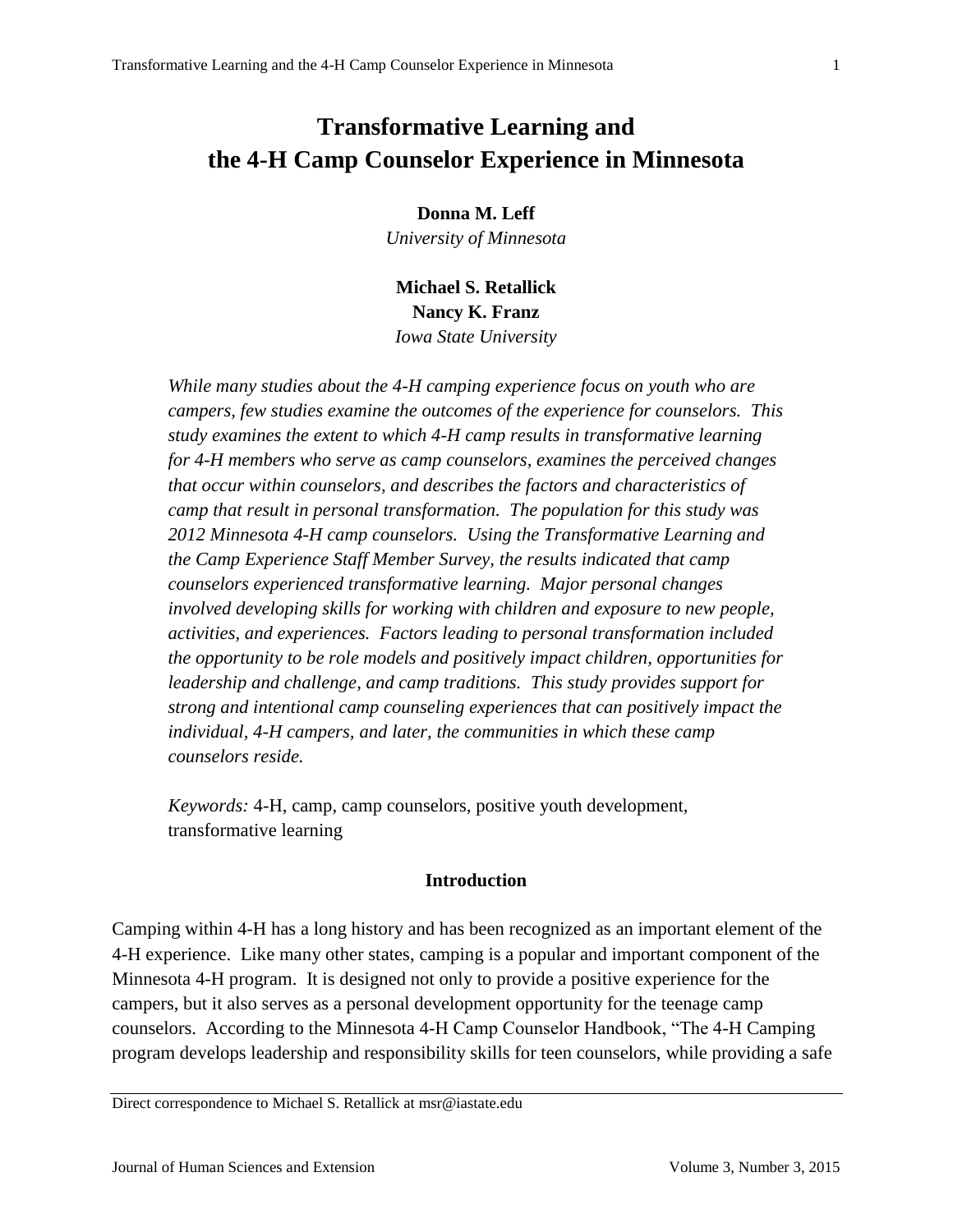# Transformative Learning and the 4-H Camp Counselor Experience in Minnesota

**Donna M. Leff**
*University of Minnesota*

**Michael S. Retallick**
**Nancy K. Franz**
*Iowa State University*

*While many studies about the 4-H camping experience focus on youth who are campers, few studies examine the outcomes of the experience for counselors. This study examines the extent to which 4-H camp results in transformative learning for 4-H members who serve as camp counselors, examines the perceived changes that occur within counselors, and describes the factors and characteristics of camp that result in personal transformation. The population for this study was 2012 Minnesota 4-H camp counselors. Using the Transformative Learning and the Camp Experience Staff Member Survey, the results indicated that camp counselors experienced transformative learning. Major personal changes involved developing skills for working with children and exposure to new people, activities, and experiences. Factors leading to personal transformation included the opportunity to be role models and positively impact children, opportunities for leadership and challenge, and camp traditions. This study provides support for strong and intentional camp counseling experiences that can positively impact the individual, 4-H campers, and later, the communities in which these camp counselors reside.*

*Keywords:* 4-H, camp, camp counselors, positive youth development, transformative learning

## Introduction

Camping within 4-H has a long history and has been recognized as an important element of the 4-H experience. Like many other states, camping is a popular and important component of the Minnesota 4-H program. It is designed not only to provide a positive experience for the campers, but it also serves as a personal development opportunity for the teenage camp counselors. According to the Minnesota 4-H Camp Counselor Handbook, "The 4-H Camping program develops leadership and responsibility skills for teen counselors, while providing a safe

Direct correspondence to Michael S. Retallick at msr@iastate.edu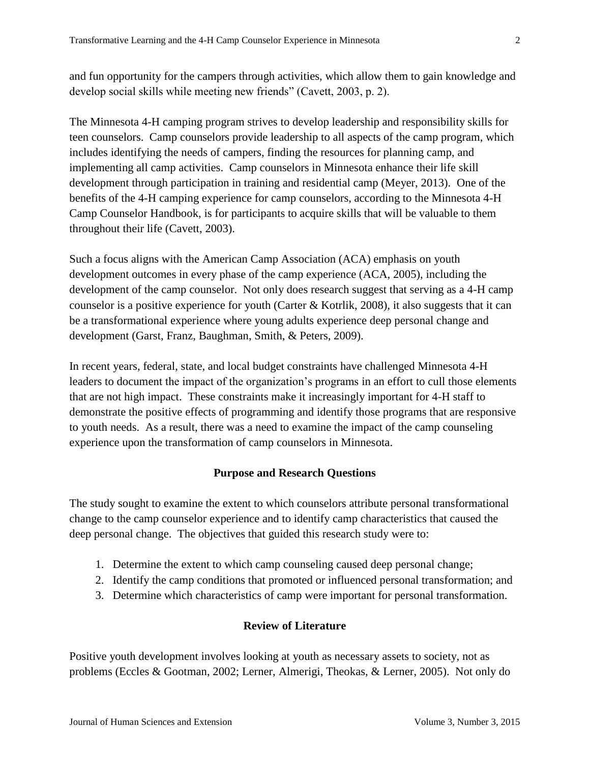and fun opportunity for the campers through activities, which allow them to gain knowledge and develop social skills while meeting new friends" (Cavett, 2003, p. 2).

The Minnesota 4-H camping program strives to develop leadership and responsibility skills for teen counselors. Camp counselors provide leadership to all aspects of the camp program, which includes identifying the needs of campers, finding the resources for planning camp, and implementing all camp activities. Camp counselors in Minnesota enhance their life skill development through participation in training and residential camp (Meyer, 2013). One of the benefits of the 4-H camping experience for camp counselors, according to the Minnesota 4-H Camp Counselor Handbook, is for participants to acquire skills that will be valuable to them throughout their life (Cavett, 2003).

Such a focus aligns with the American Camp Association (ACA) emphasis on youth development outcomes in every phase of the camp experience (ACA, 2005), including the development of the camp counselor. Not only does research suggest that serving as a 4-H camp counselor is a positive experience for youth (Carter & Kotrlik, 2008), it also suggests that it can be a transformational experience where young adults experience deep personal change and development (Garst, Franz, Baughman, Smith, & Peters, 2009).

In recent years, federal, state, and local budget constraints have challenged Minnesota 4-H leaders to document the impact of the organization's programs in an effort to cull those elements that are not high impact. These constraints make it increasingly important for 4-H staff to demonstrate the positive effects of programming and identify those programs that are responsive to youth needs. As a result, there was a need to examine the impact of the camp counseling experience upon the transformation of camp counselors in Minnesota.

## Purpose and Research Questions

The study sought to examine the extent to which counselors attribute personal transformational change to the camp counselor experience and to identify camp characteristics that caused the deep personal change. The objectives that guided this research study were to:

1. Determine the extent to which camp counseling caused deep personal change;
2. Identify the camp conditions that promoted or influenced personal transformation; and
3. Determine which characteristics of camp were important for personal transformation.

## Review of Literature

Positive youth development involves looking at youth as necessary assets to society, not as problems (Eccles & Gootman, 2002; Lerner, Almerigi, Theokas, & Lerner, 2005). Not only do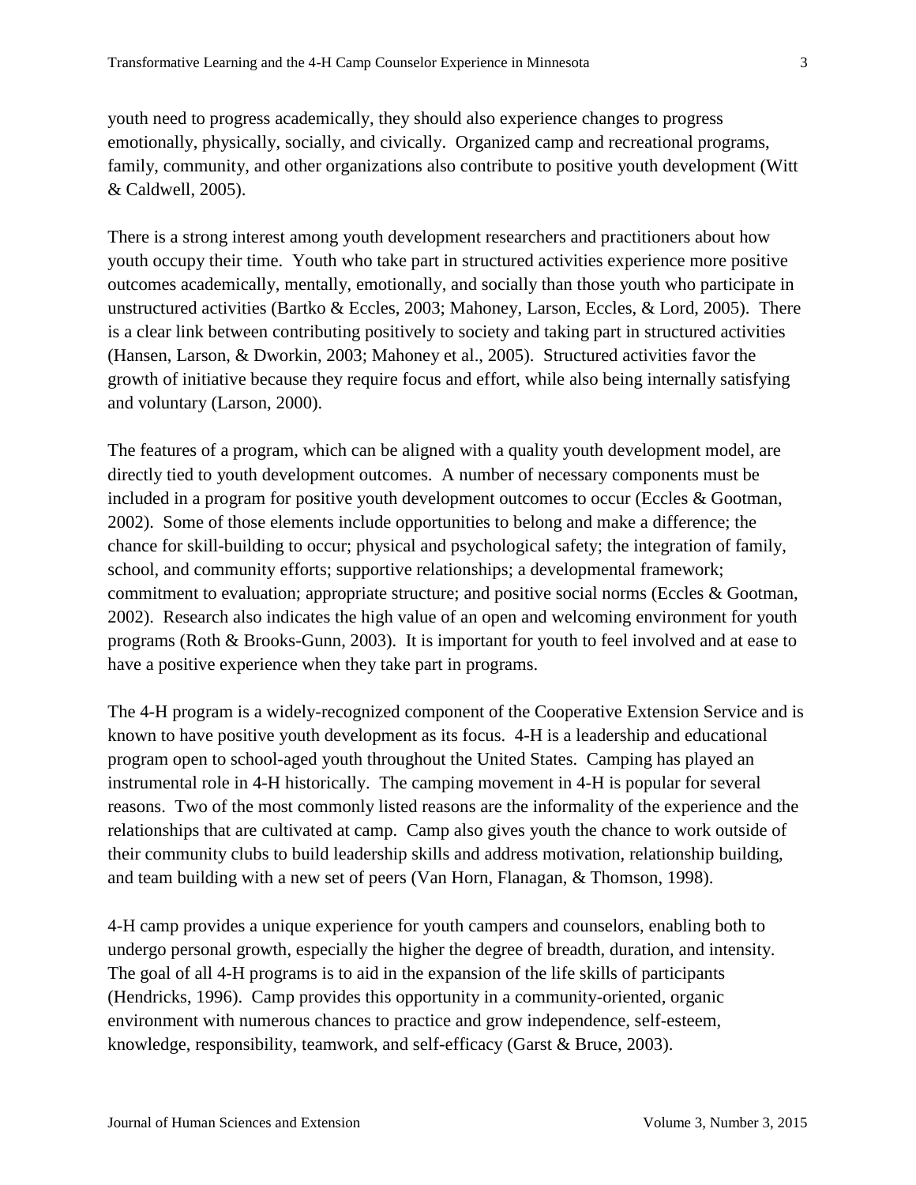youth need to progress academically, they should also experience changes to progress emotionally, physically, socially, and civically. Organized camp and recreational programs, family, community, and other organizations also contribute to positive youth development (Witt & Caldwell, 2005).

There is a strong interest among youth development researchers and practitioners about how youth occupy their time. Youth who take part in structured activities experience more positive outcomes academically, mentally, emotionally, and socially than those youth who participate in unstructured activities (Bartko & Eccles, 2003; Mahoney, Larson, Eccles, & Lord, 2005). There is a clear link between contributing positively to society and taking part in structured activities (Hansen, Larson, & Dworkin, 2003; Mahoney et al., 2005). Structured activities favor the growth of initiative because they require focus and effort, while also being internally satisfying and voluntary (Larson, 2000).

The features of a program, which can be aligned with a quality youth development model, are directly tied to youth development outcomes. A number of necessary components must be included in a program for positive youth development outcomes to occur (Eccles & Gootman, 2002). Some of those elements include opportunities to belong and make a difference; the chance for skill-building to occur; physical and psychological safety; the integration of family, school, and community efforts; supportive relationships; a developmental framework; commitment to evaluation; appropriate structure; and positive social norms (Eccles & Gootman, 2002). Research also indicates the high value of an open and welcoming environment for youth programs (Roth & Brooks-Gunn, 2003). It is important for youth to feel involved and at ease to have a positive experience when they take part in programs.

The 4-H program is a widely-recognized component of the Cooperative Extension Service and is known to have positive youth development as its focus. 4-H is a leadership and educational program open to school-aged youth throughout the United States. Camping has played an instrumental role in 4-H historically. The camping movement in 4-H is popular for several reasons. Two of the most commonly listed reasons are the informality of the experience and the relationships that are cultivated at camp. Camp also gives youth the chance to work outside of their community clubs to build leadership skills and address motivation, relationship building, and team building with a new set of peers (Van Horn, Flanagan, & Thomson, 1998).

4-H camp provides a unique experience for youth campers and counselors, enabling both to undergo personal growth, especially the higher the degree of breadth, duration, and intensity. The goal of all 4-H programs is to aid in the expansion of the life skills of participants (Hendricks, 1996). Camp provides this opportunity in a community-oriented, organic environment with numerous chances to practice and grow independence, self-esteem, knowledge, responsibility, teamwork, and self-efficacy (Garst & Bruce, 2003).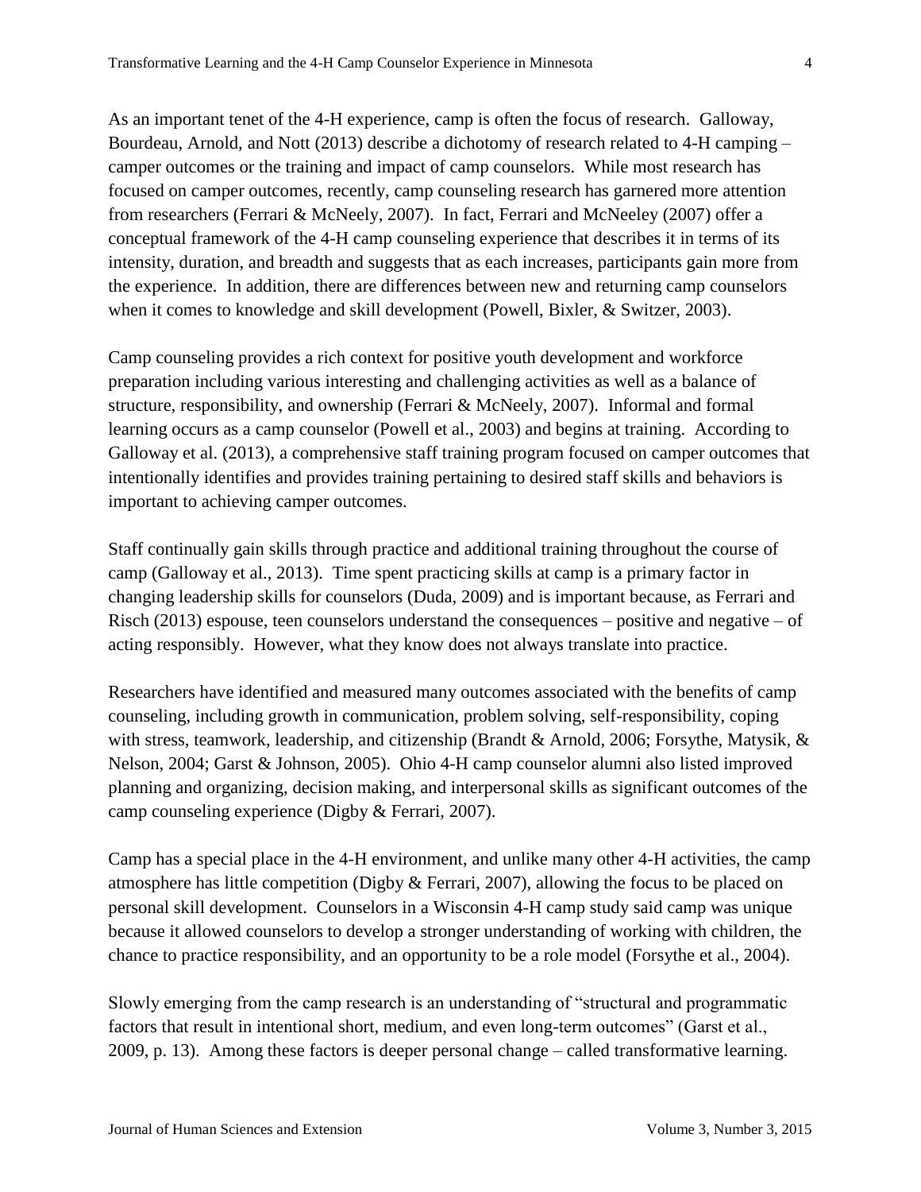As an important tenet of the 4-H experience, camp is often the focus of research. Galloway, Bourdeau, Arnold, and Nott (2013) describe a dichotomy of research related to 4-H camping – camper outcomes or the training and impact of camp counselors. While most research has focused on camper outcomes, recently, camp counseling research has garnered more attention from researchers (Ferrari & McNeely, 2007). In fact, Ferrari and McNeeley (2007) offer a conceptual framework of the 4-H camp counseling experience that describes it in terms of its intensity, duration, and breadth and suggests that as each increases, participants gain more from the experience. In addition, there are differences between new and returning camp counselors when it comes to knowledge and skill development (Powell, Bixler, & Switzer, 2003).

Camp counseling provides a rich context for positive youth development and workforce preparation including various interesting and challenging activities as well as a balance of structure, responsibility, and ownership (Ferrari & McNeely, 2007). Informal and formal learning occurs as a camp counselor (Powell et al., 2003) and begins at training. According to Galloway et al. (2013), a comprehensive staff training program focused on camper outcomes that intentionally identifies and provides training pertaining to desired staff skills and behaviors is important to achieving camper outcomes.

Staff continually gain skills through practice and additional training throughout the course of camp (Galloway et al., 2013). Time spent practicing skills at camp is a primary factor in changing leadership skills for counselors (Duda, 2009) and is important because, as Ferrari and Risch (2013) espouse, teen counselors understand the consequences – positive and negative – of acting responsibly. However, what they know does not always translate into practice.

Researchers have identified and measured many outcomes associated with the benefits of camp counseling, including growth in communication, problem solving, self-responsibility, coping with stress, teamwork, leadership, and citizenship (Brandt & Arnold, 2006; Forsythe, Matysik, & Nelson, 2004; Garst & Johnson, 2005). Ohio 4-H camp counselor alumni also listed improved planning and organizing, decision making, and interpersonal skills as significant outcomes of the camp counseling experience (Digby & Ferrari, 2007).

Camp has a special place in the 4-H environment, and unlike many other 4-H activities, the camp atmosphere has little competition (Digby & Ferrari, 2007), allowing the focus to be placed on personal skill development. Counselors in a Wisconsin 4-H camp study said camp was unique because it allowed counselors to develop a stronger understanding of working with children, the chance to practice responsibility, and an opportunity to be a role model (Forsythe et al., 2004).

Slowly emerging from the camp research is an understanding of "structural and programmatic factors that result in intentional short, medium, and even long-term outcomes" (Garst et al., 2009, p. 13). Among these factors is deeper personal change – called transformative learning.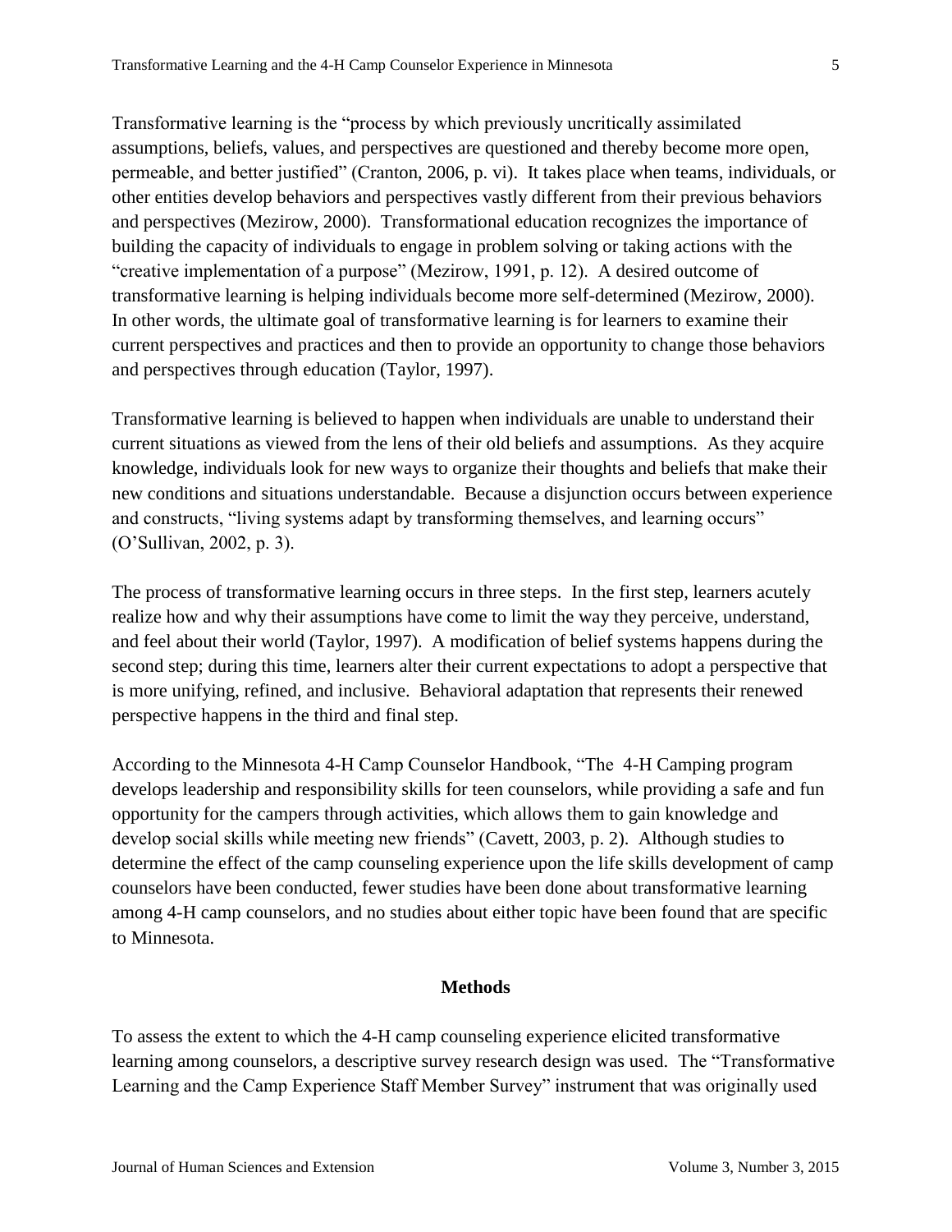Transformative learning is the "process by which previously uncritically assimilated assumptions, beliefs, values, and perspectives are questioned and thereby become more open, permeable, and better justified" (Cranton, 2006, p. vi). It takes place when teams, individuals, or other entities develop behaviors and perspectives vastly different from their previous behaviors and perspectives (Mezirow, 2000). Transformational education recognizes the importance of building the capacity of individuals to engage in problem solving or taking actions with the "creative implementation of a purpose" (Mezirow, 1991, p. 12). A desired outcome of transformative learning is helping individuals become more self-determined (Mezirow, 2000). In other words, the ultimate goal of transformative learning is for learners to examine their current perspectives and practices and then to provide an opportunity to change those behaviors and perspectives through education (Taylor, 1997).

Transformative learning is believed to happen when individuals are unable to understand their current situations as viewed from the lens of their old beliefs and assumptions. As they acquire knowledge, individuals look for new ways to organize their thoughts and beliefs that make their new conditions and situations understandable. Because a disjunction occurs between experience and constructs, "living systems adapt by transforming themselves, and learning occurs" (O'Sullivan, 2002, p. 3).

The process of transformative learning occurs in three steps. In the first step, learners acutely realize how and why their assumptions have come to limit the way they perceive, understand, and feel about their world (Taylor, 1997). A modification of belief systems happens during the second step; during this time, learners alter their current expectations to adopt a perspective that is more unifying, refined, and inclusive. Behavioral adaptation that represents their renewed perspective happens in the third and final step.

According to the Minnesota 4-H Camp Counselor Handbook, "The 4-H Camping program develops leadership and responsibility skills for teen counselors, while providing a safe and fun opportunity for the campers through activities, which allows them to gain knowledge and develop social skills while meeting new friends" (Cavett, 2003, p. 2). Although studies to determine the effect of the camp counseling experience upon the life skills development of camp counselors have been conducted, fewer studies have been done about transformative learning among 4-H camp counselors, and no studies about either topic have been found that are specific to Minnesota.

## Methods

To assess the extent to which the 4-H camp counseling experience elicited transformative learning among counselors, a descriptive survey research design was used. The "Transformative Learning and the Camp Experience Staff Member Survey" instrument that was originally used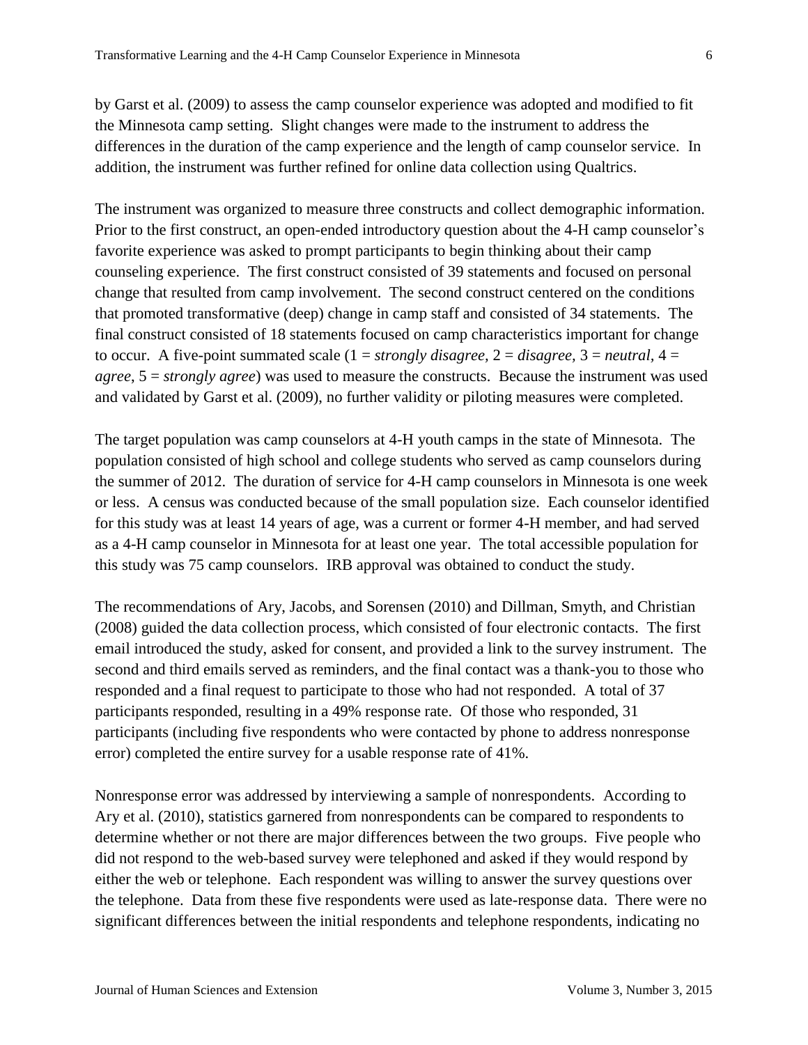by Garst et al. (2009) to assess the camp counselor experience was adopted and modified to fit the Minnesota camp setting. Slight changes were made to the instrument to address the differences in the duration of the camp experience and the length of camp counselor service. In addition, the instrument was further refined for online data collection using Qualtrics.

The instrument was organized to measure three constructs and collect demographic information. Prior to the first construct, an open-ended introductory question about the 4-H camp counselor's favorite experience was asked to prompt participants to begin thinking about their camp counseling experience. The first construct consisted of 39 statements and focused on personal change that resulted from camp involvement. The second construct centered on the conditions that promoted transformative (deep) change in camp staff and consisted of 34 statements. The final construct consisted of 18 statements focused on camp characteristics important for change to occur. A five-point summated scale (1 = *strongly disagree*, 2 = *disagree*, 3 = *neutral*, 4 = *agree*, 5 = *strongly agree*) was used to measure the constructs. Because the instrument was used and validated by Garst et al. (2009), no further validity or piloting measures were completed.

The target population was camp counselors at 4-H youth camps in the state of Minnesota. The population consisted of high school and college students who served as camp counselors during the summer of 2012. The duration of service for 4-H camp counselors in Minnesota is one week or less. A census was conducted because of the small population size. Each counselor identified for this study was at least 14 years of age, was a current or former 4-H member, and had served as a 4-H camp counselor in Minnesota for at least one year. The total accessible population for this study was 75 camp counselors. IRB approval was obtained to conduct the study.

The recommendations of Ary, Jacobs, and Sorensen (2010) and Dillman, Smyth, and Christian (2008) guided the data collection process, which consisted of four electronic contacts. The first email introduced the study, asked for consent, and provided a link to the survey instrument. The second and third emails served as reminders, and the final contact was a thank-you to those who responded and a final request to participate to those who had not responded. A total of 37 participants responded, resulting in a 49% response rate. Of those who responded, 31 participants (including five respondents who were contacted by phone to address nonresponse error) completed the entire survey for a usable response rate of 41%.

Nonresponse error was addressed by interviewing a sample of nonrespondents. According to Ary et al. (2010), statistics garnered from nonrespondents can be compared to respondents to determine whether or not there are major differences between the two groups. Five people who did not respond to the web-based survey were telephoned and asked if they would respond by either the web or telephone. Each respondent was willing to answer the survey questions over the telephone. Data from these five respondents were used as late-response data. There were no significant differences between the initial respondents and telephone respondents, indicating no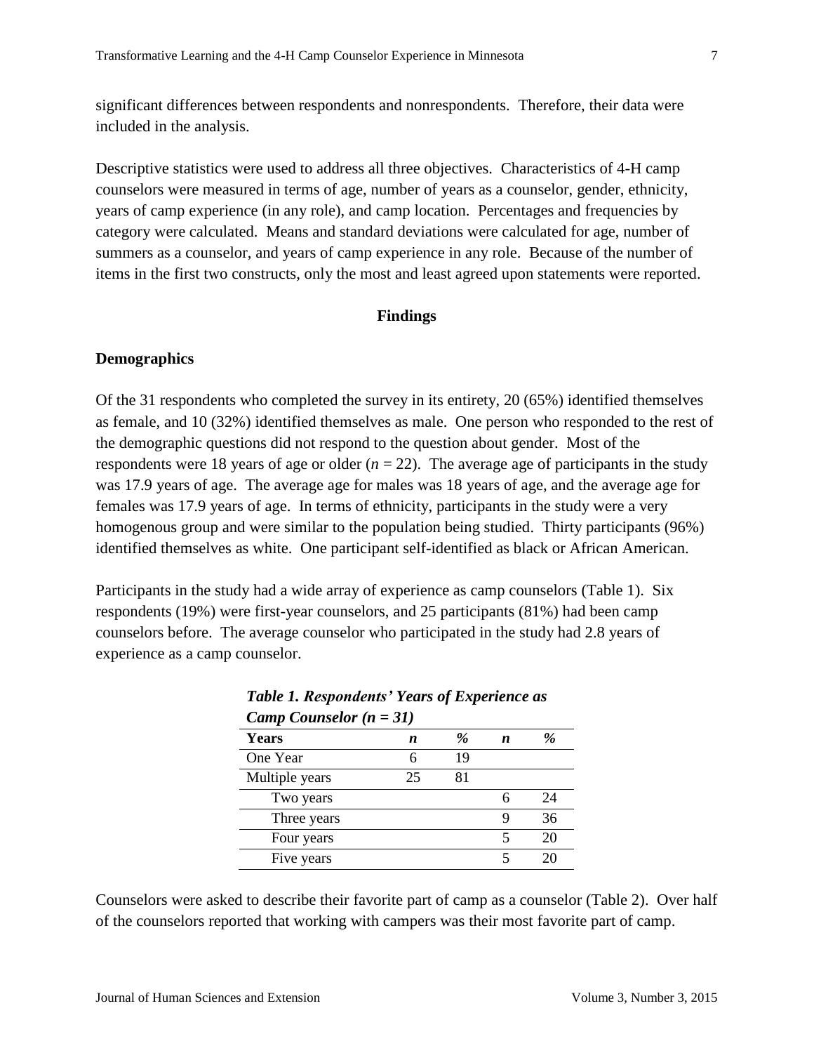significant differences between respondents and nonrespondents. Therefore, their data were included in the analysis.

Descriptive statistics were used to address all three objectives. Characteristics of 4-H camp counselors were measured in terms of age, number of years as a counselor, gender, ethnicity, years of camp experience (in any role), and camp location. Percentages and frequencies by category were calculated. Means and standard deviations were calculated for age, number of summers as a counselor, and years of camp experience in any role. Because of the number of items in the first two constructs, only the most and least agreed upon statements were reported.

## Findings

### Demographics

Of the 31 respondents who completed the survey in its entirety, 20 (65%) identified themselves as female, and 10 (32%) identified themselves as male. One person who responded to the rest of the demographic questions did not respond to the question about gender. Most of the respondents were 18 years of age or older ($n$ = 22). The average age of participants in the study was 17.9 years of age. The average age for males was 18 years of age, and the average age for females was 17.9 years of age. In terms of ethnicity, participants in the study were a very homogenous group and were similar to the population being studied. Thirty participants (96%) identified themselves as white. One participant self-identified as black or African American.

Participants in the study had a wide array of experience as camp counselors (Table 1). Six respondents (19%) were first-year counselors, and 25 participants (81%) had been camp counselors before. The average counselor who participated in the study had 2.8 years of experience as a camp counselor.

***Table 1. Respondents' Years of Experience as Camp Counselor (n = 31)***

| Years | *n* | % | *n* | % |
|---|---|---|---|---|
| One Year | 6 | 19 | | |
| Multiple years | 25 | 81 | | |
| Two years | | | 6 | 24 |
| Three years | | | 9 | 36 |
| Four years | | | 5 | 20 |
| Five years | | | 5 | 20 |

Counselors were asked to describe their favorite part of camp as a counselor (Table 2). Over half of the counselors reported that working with campers was their most favorite part of camp.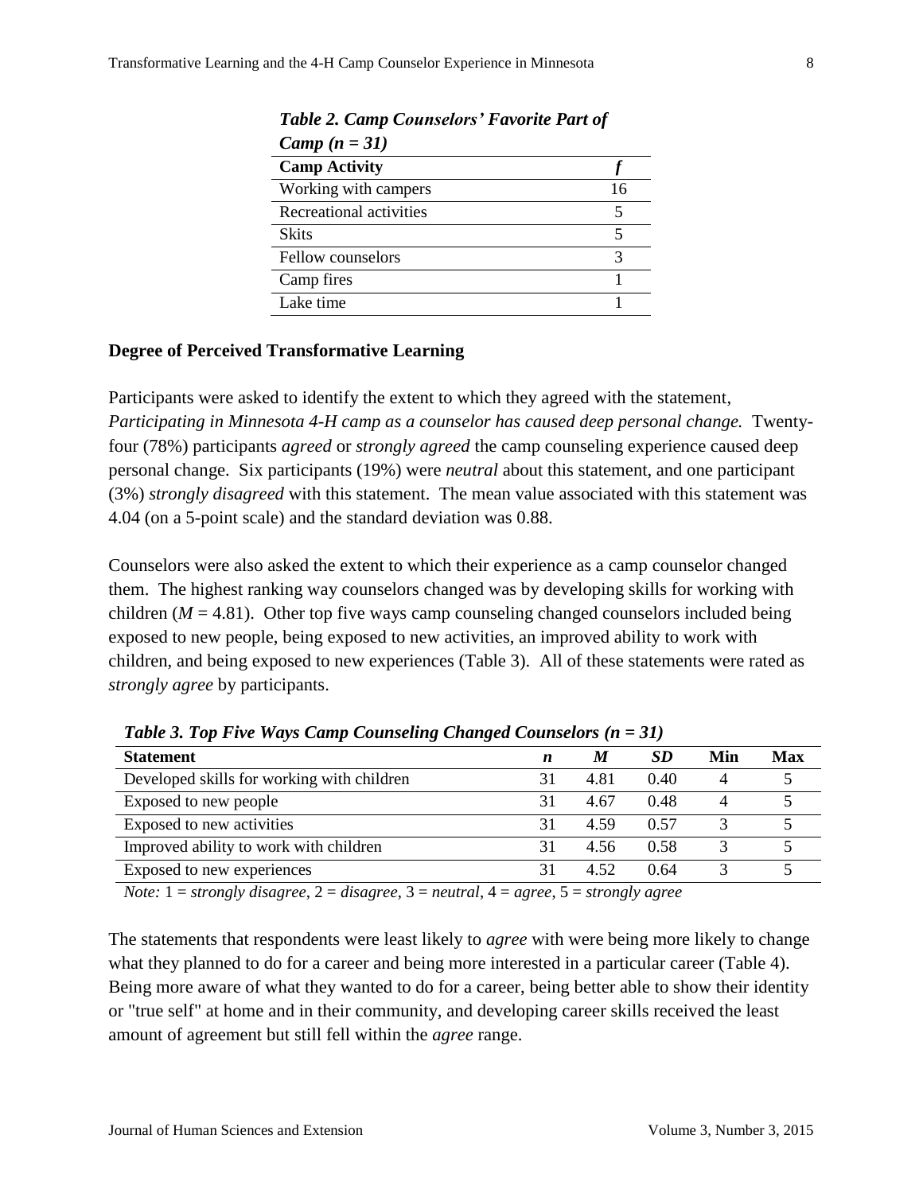*Table 2. Camp Counselors' Favorite Part of Camp (n = 31)*

| Camp Activity | *f* |
|---|---|
| Working with campers | 16 |
| Recreational activities | 5 |
| Skits | 5 |
| Fellow counselors | 3 |
| Camp fires | 1 |
| Lake time | 1 |

**Degree of Perceived Transformative Learning**

Participants were asked to identify the extent to which they agreed with the statement, *Participating in Minnesota 4-H camp as a counselor has caused deep personal change.* Twenty-four (78%) participants *agreed* or *strongly agreed* the camp counseling experience caused deep personal change. Six participants (19%) were *neutral* about this statement, and one participant (3%) *strongly disagreed* with this statement. The mean value associated with this statement was 4.04 (on a 5-point scale) and the standard deviation was 0.88.

Counselors were also asked the extent to which their experience as a camp counselor changed them. The highest ranking way counselors changed was by developing skills for working with children ($M = 4.81$). Other top five ways camp counseling changed counselors included being exposed to new people, being exposed to new activities, an improved ability to work with children, and being exposed to new experiences (Table 3). All of these statements were rated as *strongly agree* by participants.

*Table 3. Top Five Ways Camp Counseling Changed Counselors (n = 31)*

| Statement | *n* | *M* | *SD* | Min | Max |
|---|---|---|---|---|---|
| Developed skills for working with children | 31 | 4.81 | 0.40 | 4 | 5 |
| Exposed to new people | 31 | 4.67 | 0.48 | 4 | 5 |
| Exposed to new activities | 31 | 4.59 | 0.57 | 3 | 5 |
| Improved ability to work with children | 31 | 4.56 | 0.58 | 3 | 5 |
| Exposed to new experiences | 31 | 4.52 | 0.64 | 3 | 5 |

*Note:* 1 = *strongly disagree*, 2 = *disagree*, 3 = *neutral*, 4 = *agree*, 5 = *strongly agree*

The statements that respondents were least likely to *agree* with were being more likely to change what they planned to do for a career and being more interested in a particular career (Table 4). Being more aware of what they wanted to do for a career, being better able to show their identity or "true self" at home and in their community, and developing career skills received the least amount of agreement but still fell within the *agree* range.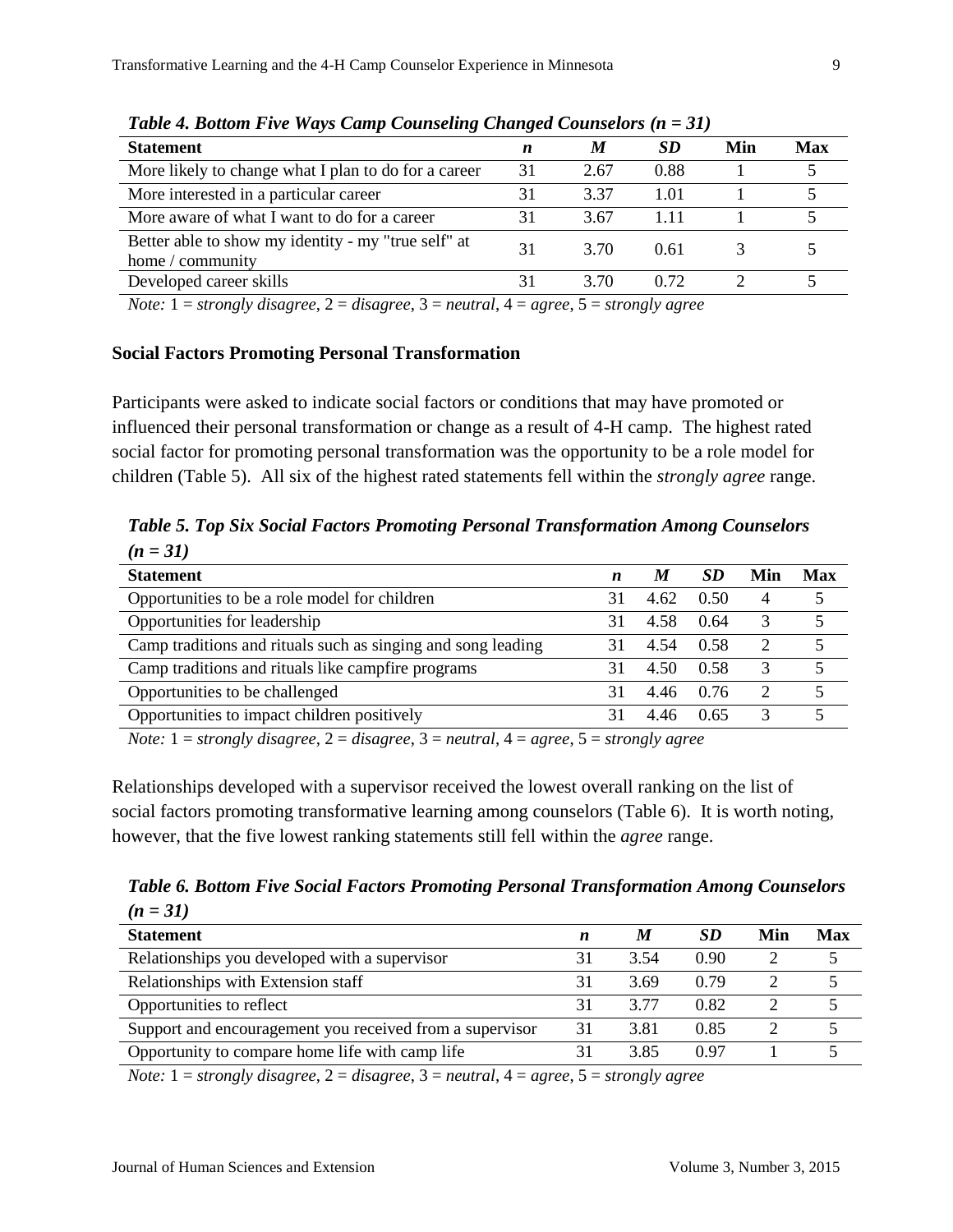*Table 4. Bottom Five Ways Camp Counseling Changed Counselors (n = 31)*

| Statement | *n* | *M* | *SD* | Min | Max |
|---|---|---|---|---|---|
| More likely to change what I plan to do for a career | 31 | 2.67 | 0.88 | 1 | 5 |
| More interested in a particular career | 31 | 3.37 | 1.01 | 1 | 5 |
| More aware of what I want to do for a career | 31 | 3.67 | 1.11 | 1 | 5 |
| Better able to show my identity - my "true self" at home / community | 31 | 3.70 | 0.61 | 3 | 5 |
| Developed career skills | 31 | 3.70 | 0.72 | 2 | 5 |

*Note:* 1 = *strongly disagree*, 2 = *disagree*, 3 = *neutral*, 4 = *agree*, 5 = *strongly agree*

### Social Factors Promoting Personal Transformation

Participants were asked to indicate social factors or conditions that may have promoted or influenced their personal transformation or change as a result of 4-H camp. The highest rated social factor for promoting personal transformation was the opportunity to be a role model for children (Table 5). All six of the highest rated statements fell within the *strongly agree* range.

*Table 5. Top Six Social Factors Promoting Personal Transformation Among Counselors (n = 31)*

| Statement | *n* | *M* | *SD* | Min | Max |
|---|---|---|---|---|---|
| Opportunities to be a role model for children | 31 | 4.62 | 0.50 | 4 | 5 |
| Opportunities for leadership | 31 | 4.58 | 0.64 | 3 | 5 |
| Camp traditions and rituals such as singing and song leading | 31 | 4.54 | 0.58 | 2 | 5 |
| Camp traditions and rituals like campfire programs | 31 | 4.50 | 0.58 | 3 | 5 |
| Opportunities to be challenged | 31 | 4.46 | 0.76 | 2 | 5 |
| Opportunities to impact children positively | 31 | 4.46 | 0.65 | 3 | 5 |

*Note:* 1 = *strongly disagree*, 2 = *disagree*, 3 = *neutral*, 4 = *agree*, 5 = *strongly agree*

Relationships developed with a supervisor received the lowest overall ranking on the list of social factors promoting transformative learning among counselors (Table 6). It is worth noting, however, that the five lowest ranking statements still fell within the *agree* range.

*Table 6. Bottom Five Social Factors Promoting Personal Transformation Among Counselors (n = 31)*

| Statement | *n* | *M* | *SD* | Min | Max |
|---|---|---|---|---|---|
| Relationships you developed with a supervisor | 31 | 3.54 | 0.90 | 2 | 5 |
| Relationships with Extension staff | 31 | 3.69 | 0.79 | 2 | 5 |
| Opportunities to reflect | 31 | 3.77 | 0.82 | 2 | 5 |
| Support and encouragement you received from a supervisor | 31 | 3.81 | 0.85 | 2 | 5 |
| Opportunity to compare home life with camp life | 31 | 3.85 | 0.97 | 1 | 5 |

*Note:* 1 = *strongly disagree*, 2 = *disagree*, 3 = *neutral*, 4 = *agree*, 5 = *strongly agree*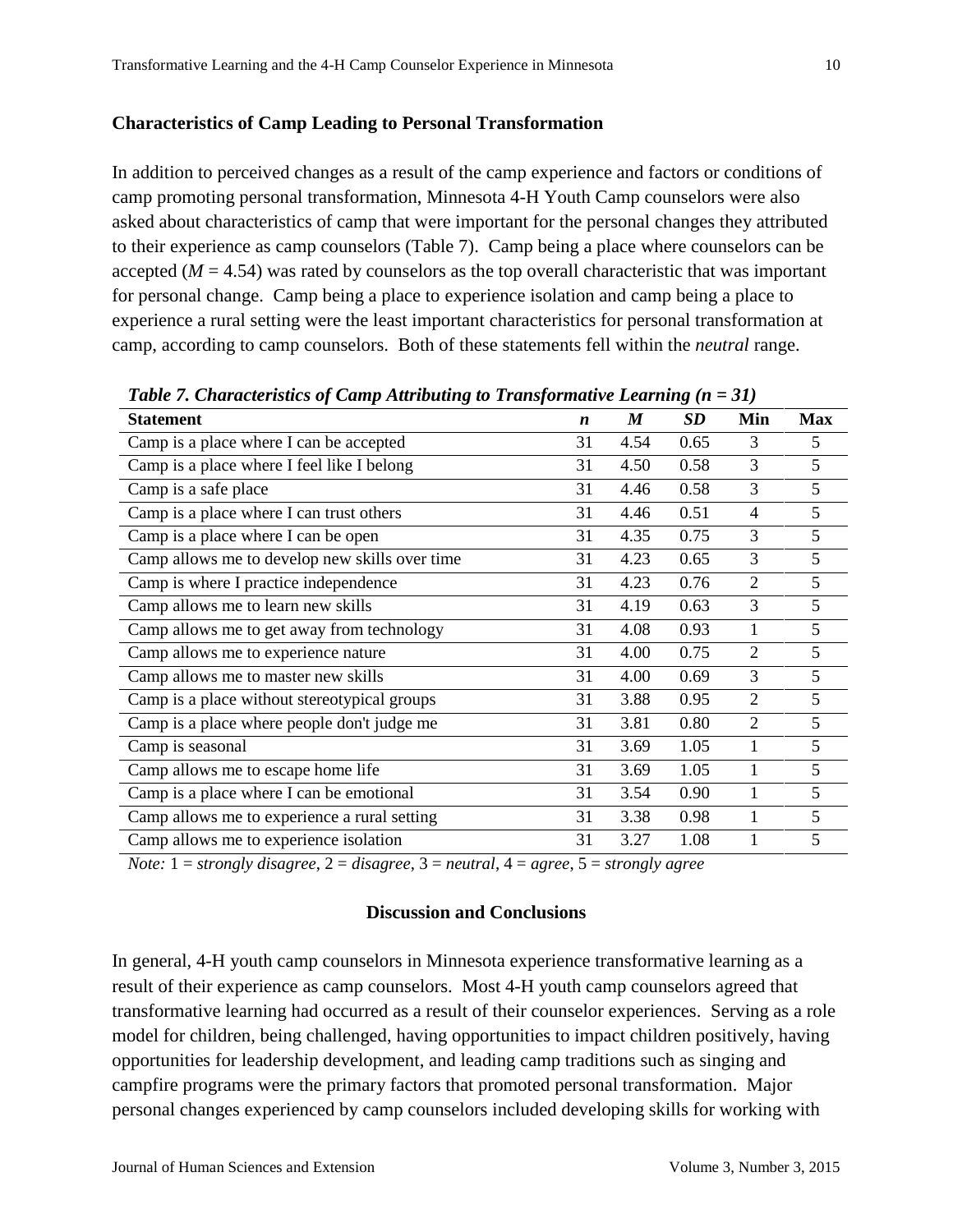### Characteristics of Camp Leading to Personal Transformation

In addition to perceived changes as a result of the camp experience and factors or conditions of camp promoting personal transformation, Minnesota 4-H Youth Camp counselors were also asked about characteristics of camp that were important for the personal changes they attributed to their experience as camp counselors (Table 7). Camp being a place where counselors can be accepted ($M$ = 4.54) was rated by counselors as the top overall characteristic that was important for personal change. Camp being a place to experience isolation and camp being a place to experience a rural setting were the least important characteristics for personal transformation at camp, according to camp counselors. Both of these statements fell within the *neutral* range.

***Table 7. Characteristics of Camp Attributing to Transformative Learning (n = 31)***

| Statement | *n* | *M* | *SD* | Min | Max |
|---|---|---|---|---|---|
| Camp is a place where I can be accepted | 31 | 4.54 | 0.65 | 3 | 5 |
| Camp is a place where I feel like I belong | 31 | 4.50 | 0.58 | 3 | 5 |
| Camp is a safe place | 31 | 4.46 | 0.58 | 3 | 5 |
| Camp is a place where I can trust others | 31 | 4.46 | 0.51 | 4 | 5 |
| Camp is a place where I can be open | 31 | 4.35 | 0.75 | 3 | 5 |
| Camp allows me to develop new skills over time | 31 | 4.23 | 0.65 | 3 | 5 |
| Camp is where I practice independence | 31 | 4.23 | 0.76 | 2 | 5 |
| Camp allows me to learn new skills | 31 | 4.19 | 0.63 | 3 | 5 |
| Camp allows me to get away from technology | 31 | 4.08 | 0.93 | 1 | 5 |
| Camp allows me to experience nature | 31 | 4.00 | 0.75 | 2 | 5 |
| Camp allows me to master new skills | 31 | 4.00 | 0.69 | 3 | 5 |
| Camp is a place without stereotypical groups | 31 | 3.88 | 0.95 | 2 | 5 |
| Camp is a place where people don't judge me | 31 | 3.81 | 0.80 | 2 | 5 |
| Camp is seasonal | 31 | 3.69 | 1.05 | 1 | 5 |
| Camp allows me to escape home life | 31 | 3.69 | 1.05 | 1 | 5 |
| Camp is a place where I can be emotional | 31 | 3.54 | 0.90 | 1 | 5 |
| Camp allows me to experience a rural setting | 31 | 3.38 | 0.98 | 1 | 5 |
| Camp allows me to experience isolation | 31 | 3.27 | 1.08 | 1 | 5 |

*Note:* 1 = *strongly disagree*, 2 = *disagree*, 3 = *neutral*, 4 = *agree*, 5 = *strongly agree*

## Discussion and Conclusions

In general, 4-H youth camp counselors in Minnesota experience transformative learning as a result of their experience as camp counselors. Most 4-H youth camp counselors agreed that transformative learning had occurred as a result of their counselor experiences. Serving as a role model for children, being challenged, having opportunities to impact children positively, having opportunities for leadership development, and leading camp traditions such as singing and campfire programs were the primary factors that promoted personal transformation. Major personal changes experienced by camp counselors included developing skills for working with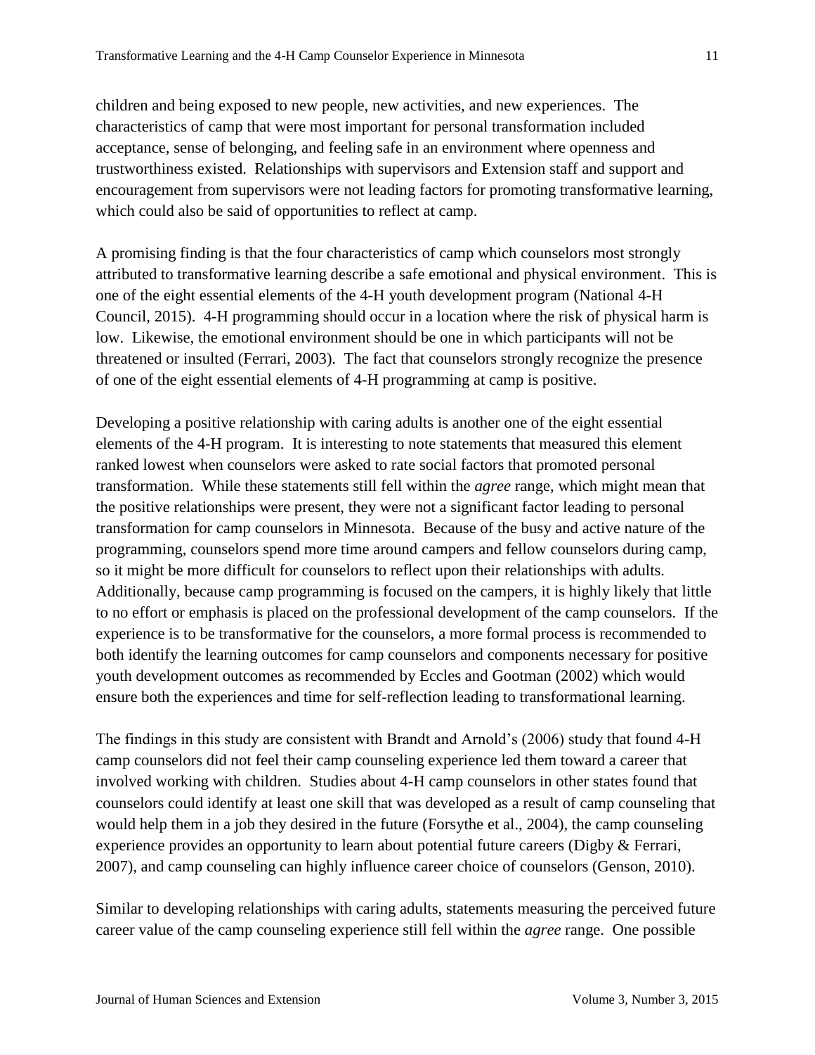children and being exposed to new people, new activities, and new experiences. The characteristics of camp that were most important for personal transformation included acceptance, sense of belonging, and feeling safe in an environment where openness and trustworthiness existed. Relationships with supervisors and Extension staff and support and encouragement from supervisors were not leading factors for promoting transformative learning, which could also be said of opportunities to reflect at camp.

A promising finding is that the four characteristics of camp which counselors most strongly attributed to transformative learning describe a safe emotional and physical environment. This is one of the eight essential elements of the 4-H youth development program (National 4-H Council, 2015). 4-H programming should occur in a location where the risk of physical harm is low. Likewise, the emotional environment should be one in which participants will not be threatened or insulted (Ferrari, 2003). The fact that counselors strongly recognize the presence of one of the eight essential elements of 4-H programming at camp is positive.

Developing a positive relationship with caring adults is another one of the eight essential elements of the 4-H program. It is interesting to note statements that measured this element ranked lowest when counselors were asked to rate social factors that promoted personal transformation. While these statements still fell within the *agree* range, which might mean that the positive relationships were present, they were not a significant factor leading to personal transformation for camp counselors in Minnesota. Because of the busy and active nature of the programming, counselors spend more time around campers and fellow counselors during camp, so it might be more difficult for counselors to reflect upon their relationships with adults. Additionally, because camp programming is focused on the campers, it is highly likely that little to no effort or emphasis is placed on the professional development of the camp counselors. If the experience is to be transformative for the counselors, a more formal process is recommended to both identify the learning outcomes for camp counselors and components necessary for positive youth development outcomes as recommended by Eccles and Gootman (2002) which would ensure both the experiences and time for self-reflection leading to transformational learning.

The findings in this study are consistent with Brandt and Arnold's (2006) study that found 4-H camp counselors did not feel their camp counseling experience led them toward a career that involved working with children. Studies about 4-H camp counselors in other states found that counselors could identify at least one skill that was developed as a result of camp counseling that would help them in a job they desired in the future (Forsythe et al., 2004), the camp counseling experience provides an opportunity to learn about potential future careers (Digby & Ferrari, 2007), and camp counseling can highly influence career choice of counselors (Genson, 2010).

Similar to developing relationships with caring adults, statements measuring the perceived future career value of the camp counseling experience still fell within the *agree* range. One possible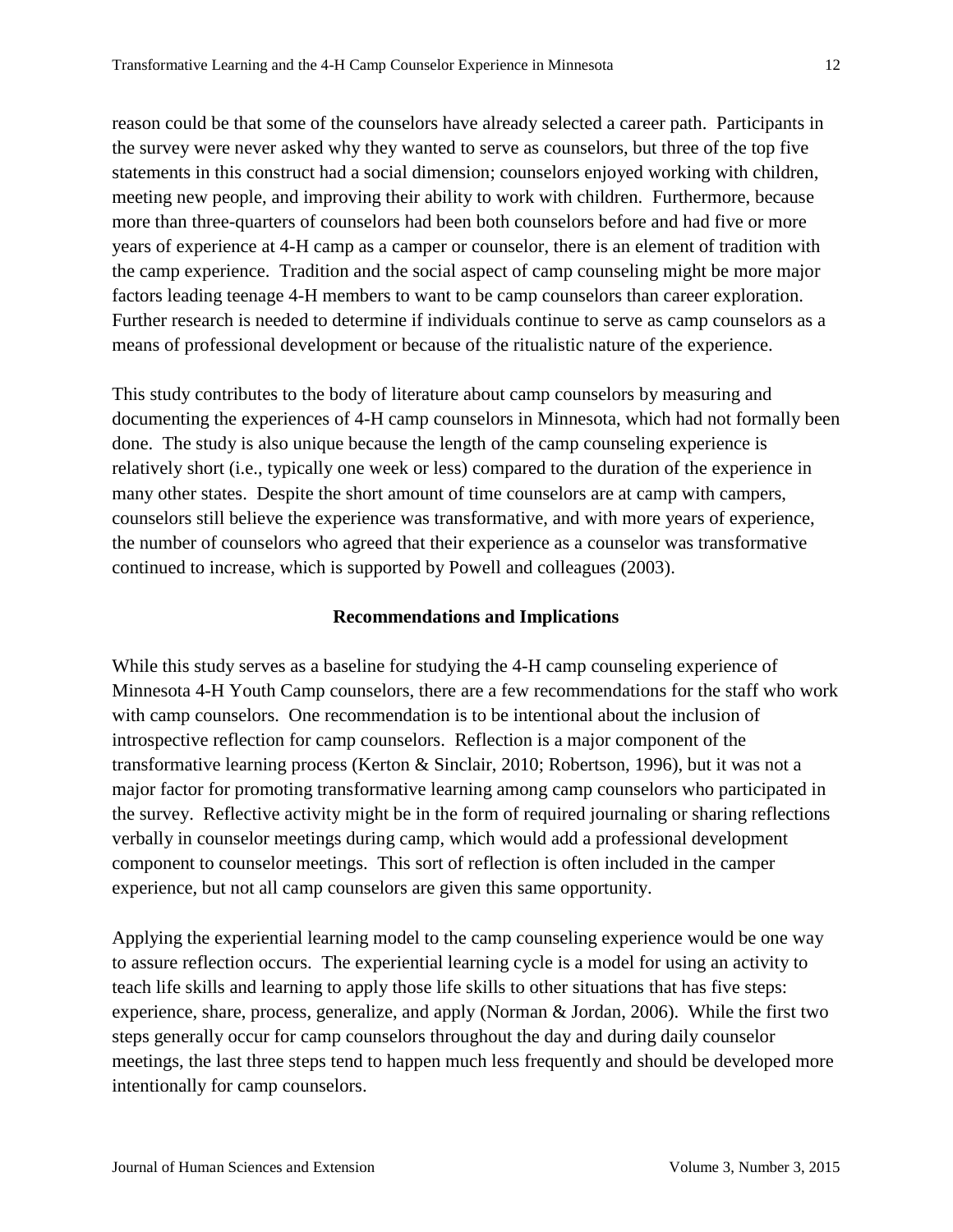reason could be that some of the counselors have already selected a career path. Participants in the survey were never asked why they wanted to serve as counselors, but three of the top five statements in this construct had a social dimension; counselors enjoyed working with children, meeting new people, and improving their ability to work with children. Furthermore, because more than three-quarters of counselors had been both counselors before and had five or more years of experience at 4-H camp as a camper or counselor, there is an element of tradition with the camp experience. Tradition and the social aspect of camp counseling might be more major factors leading teenage 4-H members to want to be camp counselors than career exploration. Further research is needed to determine if individuals continue to serve as camp counselors as a means of professional development or because of the ritualistic nature of the experience.

This study contributes to the body of literature about camp counselors by measuring and documenting the experiences of 4-H camp counselors in Minnesota, which had not formally been done. The study is also unique because the length of the camp counseling experience is relatively short (i.e., typically one week or less) compared to the duration of the experience in many other states. Despite the short amount of time counselors are at camp with campers, counselors still believe the experience was transformative, and with more years of experience, the number of counselors who agreed that their experience as a counselor was transformative continued to increase, which is supported by Powell and colleagues (2003).

## Recommendations and Implications

While this study serves as a baseline for studying the 4-H camp counseling experience of Minnesota 4-H Youth Camp counselors, there are a few recommendations for the staff who work with camp counselors. One recommendation is to be intentional about the inclusion of introspective reflection for camp counselors. Reflection is a major component of the transformative learning process (Kerton & Sinclair, 2010; Robertson, 1996), but it was not a major factor for promoting transformative learning among camp counselors who participated in the survey. Reflective activity might be in the form of required journaling or sharing reflections verbally in counselor meetings during camp, which would add a professional development component to counselor meetings. This sort of reflection is often included in the camper experience, but not all camp counselors are given this same opportunity.

Applying the experiential learning model to the camp counseling experience would be one way to assure reflection occurs. The experiential learning cycle is a model for using an activity to teach life skills and learning to apply those life skills to other situations that has five steps: experience, share, process, generalize, and apply (Norman & Jordan, 2006). While the first two steps generally occur for camp counselors throughout the day and during daily counselor meetings, the last three steps tend to happen much less frequently and should be developed more intentionally for camp counselors.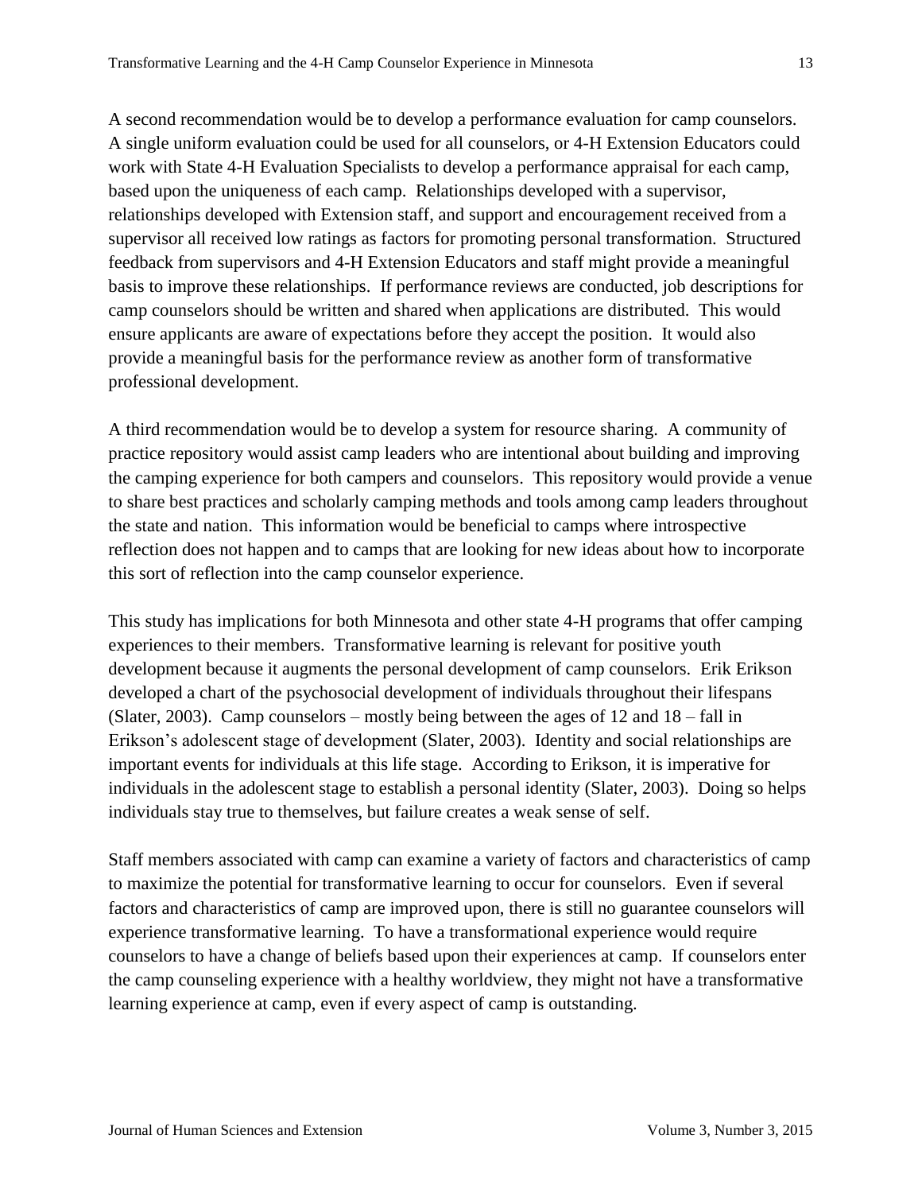A second recommendation would be to develop a performance evaluation for camp counselors. A single uniform evaluation could be used for all counselors, or 4-H Extension Educators could work with State 4-H Evaluation Specialists to develop a performance appraisal for each camp, based upon the uniqueness of each camp. Relationships developed with a supervisor, relationships developed with Extension staff, and support and encouragement received from a supervisor all received low ratings as factors for promoting personal transformation. Structured feedback from supervisors and 4-H Extension Educators and staff might provide a meaningful basis to improve these relationships. If performance reviews are conducted, job descriptions for camp counselors should be written and shared when applications are distributed. This would ensure applicants are aware of expectations before they accept the position. It would also provide a meaningful basis for the performance review as another form of transformative professional development.

A third recommendation would be to develop a system for resource sharing. A community of practice repository would assist camp leaders who are intentional about building and improving the camping experience for both campers and counselors. This repository would provide a venue to share best practices and scholarly camping methods and tools among camp leaders throughout the state and nation. This information would be beneficial to camps where introspective reflection does not happen and to camps that are looking for new ideas about how to incorporate this sort of reflection into the camp counselor experience.

This study has implications for both Minnesota and other state 4-H programs that offer camping experiences to their members. Transformative learning is relevant for positive youth development because it augments the personal development of camp counselors. Erik Erikson developed a chart of the psychosocial development of individuals throughout their lifespans (Slater, 2003). Camp counselors – mostly being between the ages of 12 and 18 – fall in Erikson's adolescent stage of development (Slater, 2003). Identity and social relationships are important events for individuals at this life stage. According to Erikson, it is imperative for individuals in the adolescent stage to establish a personal identity (Slater, 2003). Doing so helps individuals stay true to themselves, but failure creates a weak sense of self.

Staff members associated with camp can examine a variety of factors and characteristics of camp to maximize the potential for transformative learning to occur for counselors. Even if several factors and characteristics of camp are improved upon, there is still no guarantee counselors will experience transformative learning. To have a transformational experience would require counselors to have a change of beliefs based upon their experiences at camp. If counselors enter the camp counseling experience with a healthy worldview, they might not have a transformative learning experience at camp, even if every aspect of camp is outstanding.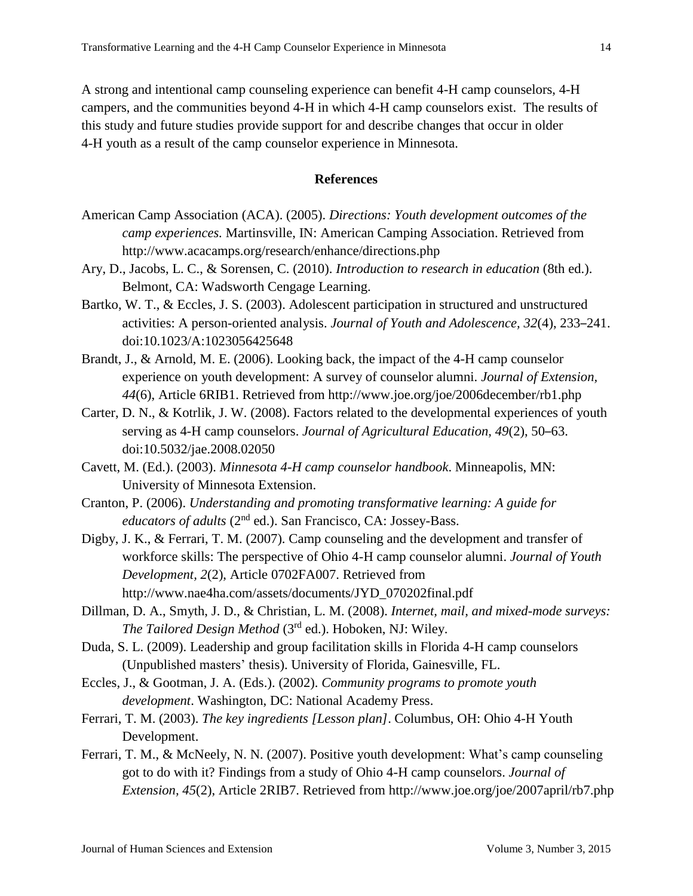A strong and intentional camp counseling experience can benefit 4-H camp counselors, 4-H campers, and the communities beyond 4-H in which 4-H camp counselors exist. The results of this study and future studies provide support for and describe changes that occur in older 4-H youth as a result of the camp counselor experience in Minnesota.

## References

American Camp Association (ACA). (2005). *Directions: Youth development outcomes of the camp experiences.* Martinsville, IN: American Camping Association. Retrieved from http://www.acacamps.org/research/enhance/directions.php

Ary, D., Jacobs, L. C., & Sorensen, C. (2010). *Introduction to research in education* (8th ed.). Belmont, CA: Wadsworth Cengage Learning.

Bartko, W. T., & Eccles, J. S. (2003). Adolescent participation in structured and unstructured activities: A person-oriented analysis. *Journal of Youth and Adolescence, 32*(4), 233–241. doi:10.1023/A:1023056425648

Brandt, J., & Arnold, M. E. (2006). Looking back, the impact of the 4-H camp counselor experience on youth development: A survey of counselor alumni. *Journal of Extension, 44*(6), Article 6RIB1. Retrieved from http://www.joe.org/joe/2006december/rb1.php

Carter, D. N., & Kotrlik, J. W. (2008). Factors related to the developmental experiences of youth serving as 4-H camp counselors. *Journal of Agricultural Education, 49*(2), 50–63. doi:10.5032/jae.2008.02050

Cavett, M. (Ed.). (2003). *Minnesota 4-H camp counselor handbook*. Minneapolis, MN: University of Minnesota Extension.

Cranton, P. (2006). *Understanding and promoting transformative learning: A guide for educators of adults* (2nd ed.). San Francisco, CA: Jossey-Bass.

Digby, J. K., & Ferrari, T. M. (2007). Camp counseling and the development and transfer of workforce skills: The perspective of Ohio 4-H camp counselor alumni. *Journal of Youth Development, 2*(2), Article 0702FA007. Retrieved from http://www.nae4ha.com/assets/documents/JYD_070202final.pdf

Dillman, D. A., Smyth, J. D., & Christian, L. M. (2008). *Internet, mail, and mixed-mode surveys: The Tailored Design Method* (3rd ed.). Hoboken, NJ: Wiley.

Duda, S. L. (2009). Leadership and group facilitation skills in Florida 4-H camp counselors (Unpublished masters' thesis). University of Florida, Gainesville, FL.

Eccles, J., & Gootman, J. A. (Eds.). (2002). *Community programs to promote youth development*. Washington, DC: National Academy Press.

Ferrari, T. M. (2003). *The key ingredients [Lesson plan]*. Columbus, OH: Ohio 4-H Youth Development.

Ferrari, T. M., & McNeely, N. N. (2007). Positive youth development: What's camp counseling got to do with it? Findings from a study of Ohio 4-H camp counselors. *Journal of Extension, 45*(2), Article 2RIB7. Retrieved from http://www.joe.org/joe/2007april/rb7.php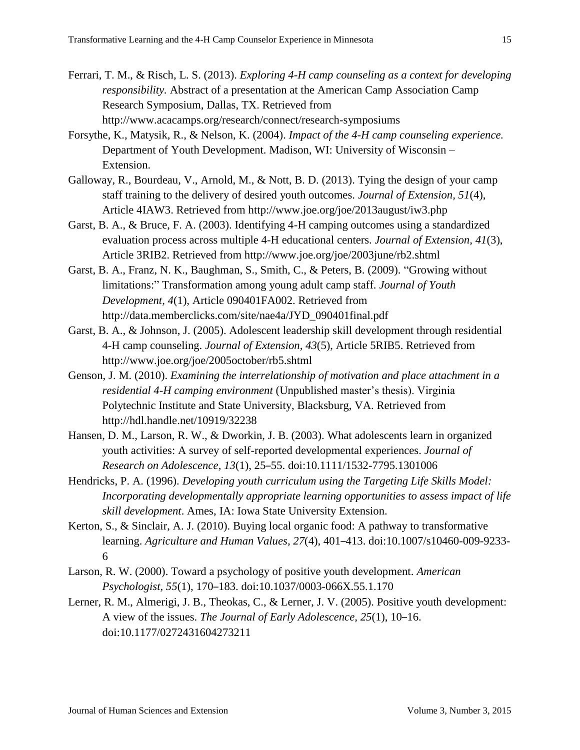Ferrari, T. M., & Risch, L. S. (2013). *Exploring 4-H camp counseling as a context for developing responsibility.* Abstract of a presentation at the American Camp Association Camp Research Symposium, Dallas, TX. Retrieved from http://www.acacamps.org/research/connect/research-symposiums

Forsythe, K., Matysik, R., & Nelson, K. (2004). *Impact of the 4-H camp counseling experience.* Department of Youth Development. Madison, WI: University of Wisconsin – Extension.

Galloway, R., Bourdeau, V., Arnold, M., & Nott, B. D. (2013). Tying the design of your camp staff training to the delivery of desired youth outcomes. *Journal of Extension, 51*(4), Article 4IAW3. Retrieved from http://www.joe.org/joe/2013august/iw3.php

Garst, B. A., & Bruce, F. A. (2003). Identifying 4-H camping outcomes using a standardized evaluation process across multiple 4-H educational centers. *Journal of Extension, 41*(3), Article 3RIB2. Retrieved from http://www.joe.org/joe/2003june/rb2.shtml

Garst, B. A., Franz, N. K., Baughman, S., Smith, C., & Peters, B. (2009). "Growing without limitations:" Transformation among young adult camp staff. *Journal of Youth Development, 4*(1), Article 090401FA002. Retrieved from http://data.memberclicks.com/site/nae4a/JYD_090401final.pdf

Garst, B. A., & Johnson, J. (2005). Adolescent leadership skill development through residential 4-H camp counseling. *Journal of Extension, 43*(5), Article 5RIB5. Retrieved from http://www.joe.org/joe/2005october/rb5.shtml

Genson, J. M. (2010). *Examining the interrelationship of motivation and place attachment in a residential 4-H camping environment* (Unpublished master's thesis). Virginia Polytechnic Institute and State University, Blacksburg, VA. Retrieved from http://hdl.handle.net/10919/32238

Hansen, D. M., Larson, R. W., & Dworkin, J. B. (2003). What adolescents learn in organized youth activities: A survey of self-reported developmental experiences. *Journal of Research on Adolescence, 13*(1), 25–55. doi:10.1111/1532-7795.1301006

Hendricks, P. A. (1996). *Developing youth curriculum using the Targeting Life Skills Model: Incorporating developmentally appropriate learning opportunities to assess impact of life skill development*. Ames, IA: Iowa State University Extension.

Kerton, S., & Sinclair, A. J. (2010). Buying local organic food: A pathway to transformative learning. *Agriculture and Human Values, 27*(4), 401–413. doi:10.1007/s10460-009-9233-6

Larson, R. W. (2000). Toward a psychology of positive youth development. *American Psychologist, 55*(1), 170–183. doi:10.1037/0003-066X.55.1.170

Lerner, R. M., Almerigi, J. B., Theokas, C., & Lerner, J. V. (2005). Positive youth development: A view of the issues. *The Journal of Early Adolescence, 25*(1), 10–16. doi:10.1177/0272431604273211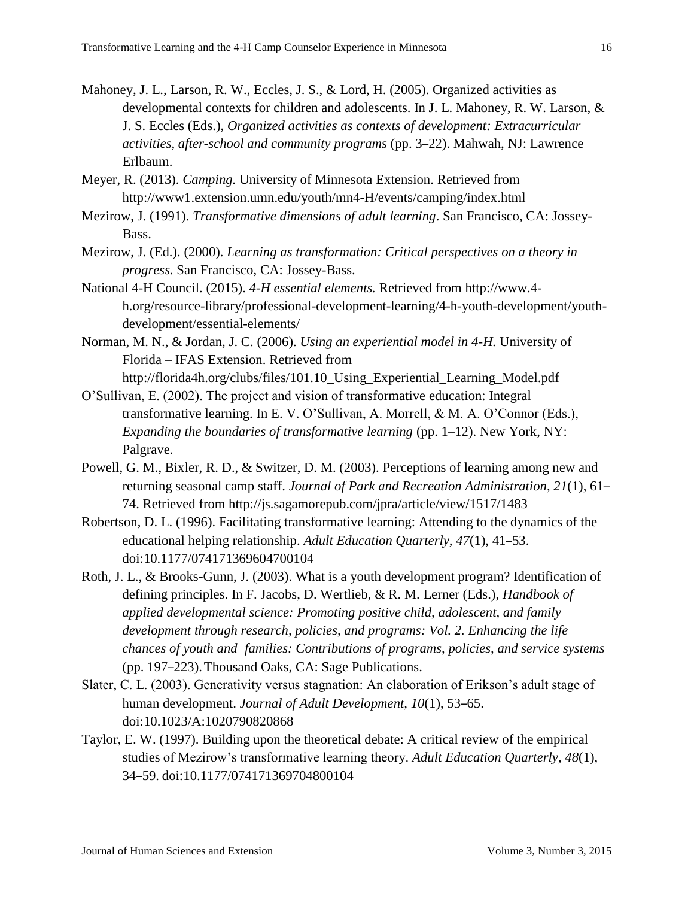Mahoney, J. L., Larson, R. W., Eccles, J. S., & Lord, H. (2005). Organized activities as developmental contexts for children and adolescents. In J. L. Mahoney, R. W. Larson, & J. S. Eccles (Eds.), *Organized activities as contexts of development: Extracurricular activities, after-school and community programs* (pp. 3–22). Mahwah, NJ: Lawrence Erlbaum.

Meyer, R. (2013). *Camping.* University of Minnesota Extension. Retrieved from http://www1.extension.umn.edu/youth/mn4-H/events/camping/index.html

Mezirow, J. (1991). *Transformative dimensions of adult learning*. San Francisco, CA: Jossey-Bass.

Mezirow, J. (Ed.). (2000). *Learning as transformation: Critical perspectives on a theory in progress.* San Francisco, CA: Jossey-Bass.

National 4-H Council. (2015). *4-H essential elements.* Retrieved from http://www.4-h.org/resource-library/professional-development-learning/4-h-youth-development/youth-development/essential-elements/

Norman, M. N., & Jordan, J. C. (2006). *Using an experiential model in 4-H.* University of Florida – IFAS Extension. Retrieved from http://florida4h.org/clubs/files/101.10_Using_Experiential_Learning_Model.pdf

O'Sullivan, E. (2002). The project and vision of transformative education: Integral transformative learning. In E. V. O'Sullivan, A. Morrell, & M. A. O'Connor (Eds.), *Expanding the boundaries of transformative learning* (pp. 1–12). New York, NY: Palgrave.

Powell, G. M., Bixler, R. D., & Switzer, D. M. (2003). Perceptions of learning among new and returning seasonal camp staff. *Journal of Park and Recreation Administration, 21*(1), 61–74. Retrieved from http://js.sagamorepub.com/jpra/article/view/1517/1483

Robertson, D. L. (1996). Facilitating transformative learning: Attending to the dynamics of the educational helping relationship. *Adult Education Quarterly, 47*(1), 41–53. doi:10.1177/074171369604700104

Roth, J. L., & Brooks-Gunn, J. (2003). What is a youth development program? Identification of defining principles. In F. Jacobs, D. Wertlieb, & R. M. Lerner (Eds.), *Handbook of applied developmental science: Promoting positive child, adolescent, and family development through research, policies, and programs: Vol. 2. Enhancing the life chances of youth and families: Contributions of programs, policies, and service systems* (pp. 197–223). Thousand Oaks, CA: Sage Publications.

Slater, C. L. (2003). Generativity versus stagnation: An elaboration of Erikson's adult stage of human development. *Journal of Adult Development, 10*(1), 53–65. doi:10.1023/A:1020790820868

Taylor, E. W. (1997). Building upon the theoretical debate: A critical review of the empirical studies of Mezirow's transformative learning theory. *Adult Education Quarterly*, *48*(1), 34–59. doi:10.1177/074171369704800104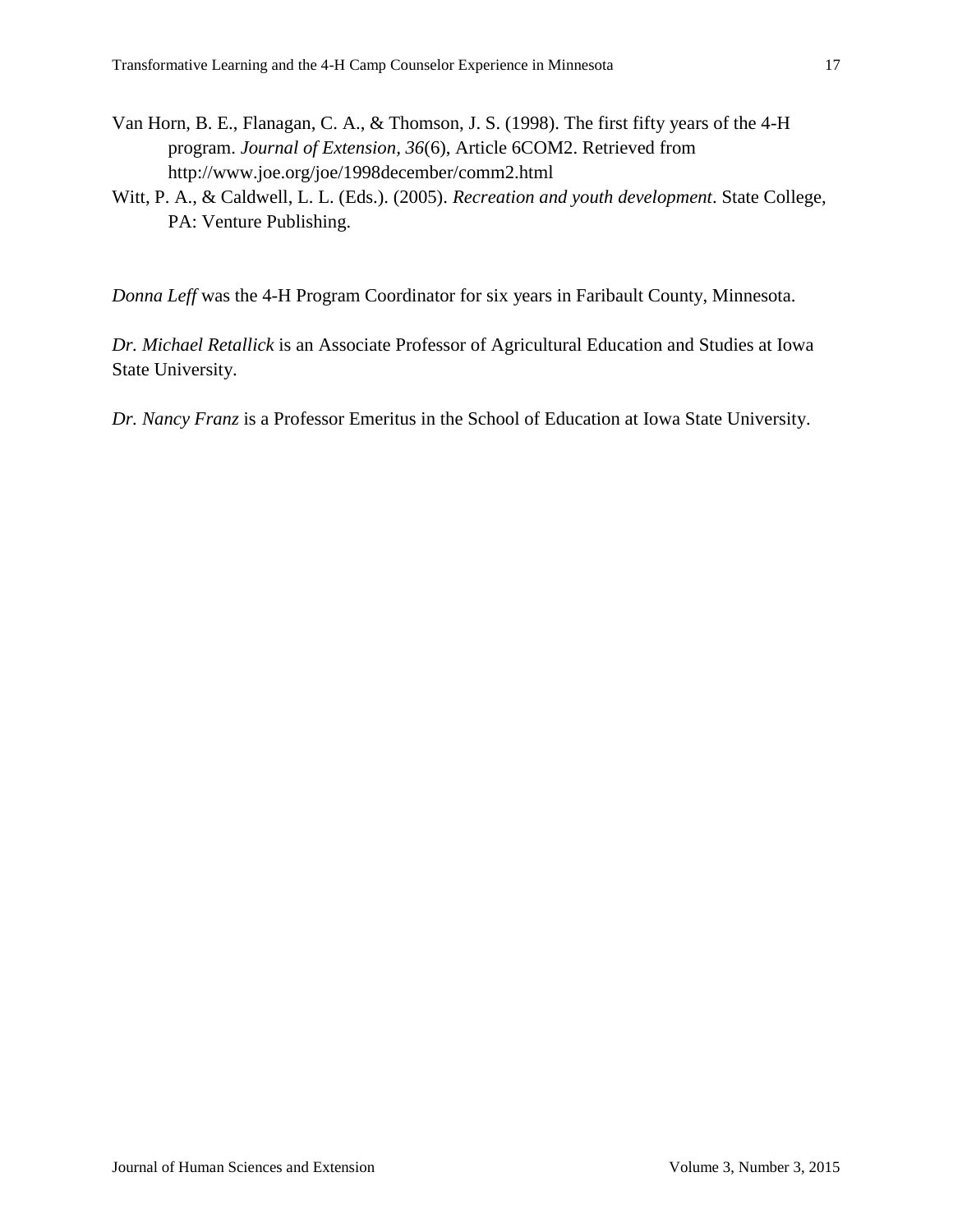Van Horn, B. E., Flanagan, C. A., & Thomson, J. S. (1998). The first fifty years of the 4-H program. *Journal of Extension, 36*(6), Article 6COM2. Retrieved from http://www.joe.org/joe/1998december/comm2.html

Witt, P. A., & Caldwell, L. L. (Eds.). (2005). *Recreation and youth development*. State College, PA: Venture Publishing.

*Donna Leff* was the 4-H Program Coordinator for six years in Faribault County, Minnesota.

*Dr. Michael Retallick* is an Associate Professor of Agricultural Education and Studies at Iowa State University.

*Dr. Nancy Franz* is a Professor Emeritus in the School of Education at Iowa State University.